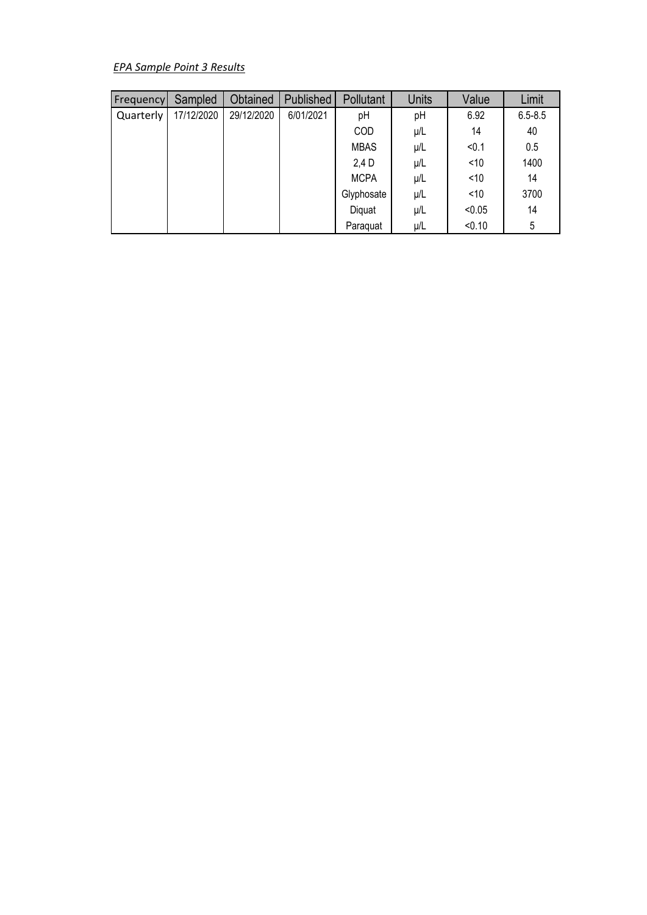*EPA Sample Point 3 Results*

| Frequency | Sampled | Obtained | Published | Pollutant | Units | Value | Limit |
|---|---|---|---|---|---|---|---|
| Quarterly | 17/12/2020 | 29/12/2020 | 6/01/2021 | pH | pH | 6.92 | 6.5-8.5 |
| | | | | COD | µ/L | 14 | 40 |
| | | | | MBAS | µ/L | <0.1 | 0.5 |
| | | | | 2,4 D | µ/L | <10 | 1400 |
| | | | | MCPA | µ/L | <10 | 14 |
| | | | | Glyphosate | µ/L | <10 | 3700 |
| | | | | Diquat | µ/L | <0.05 | 14 |
| | | | | Paraquat | µ/L | <0.10 | 5 |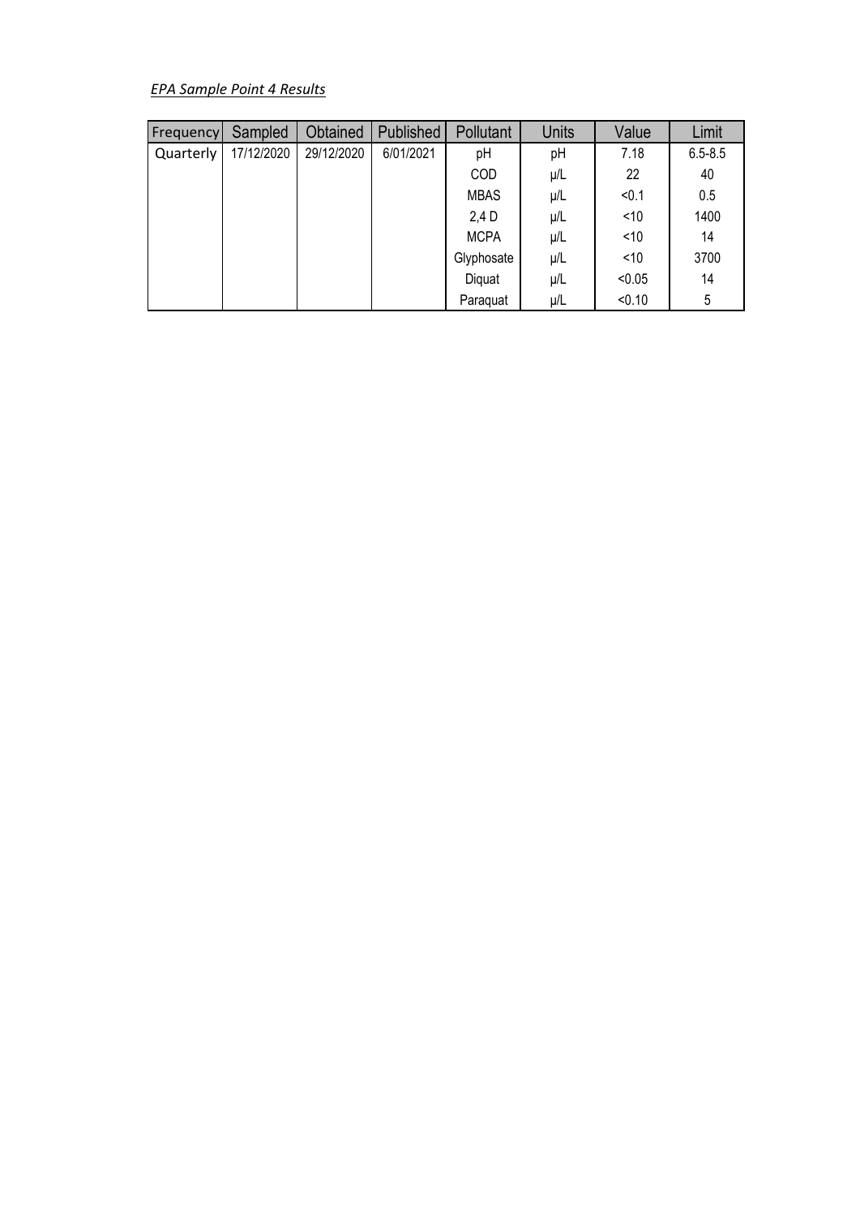*<u>EPA Sample Point 4 Results</u>*

| Frequency | Sampled | Obtained | Published | Pollutant | Units | Value | Limit |
|---|---|---|---|---|---|---|---|
| Quarterly | 17/12/2020 | 29/12/2020 | 6/01/2021 | pH | pH | 7.18 | 6.5-8.5 |
| | | | | COD | µ/L | 22 | 40 |
| | | | | MBAS | µ/L | <0.1 | 0.5 |
| | | | | 2,4 D | µ/L | <10 | 1400 |
| | | | | MCPA | µ/L | <10 | 14 |
| | | | | Glyphosate | µ/L | <10 | 3700 |
| | | | | Diquat | µ/L | <0.05 | 14 |
| | | | | Paraquat | µ/L | <0.10 | 5 |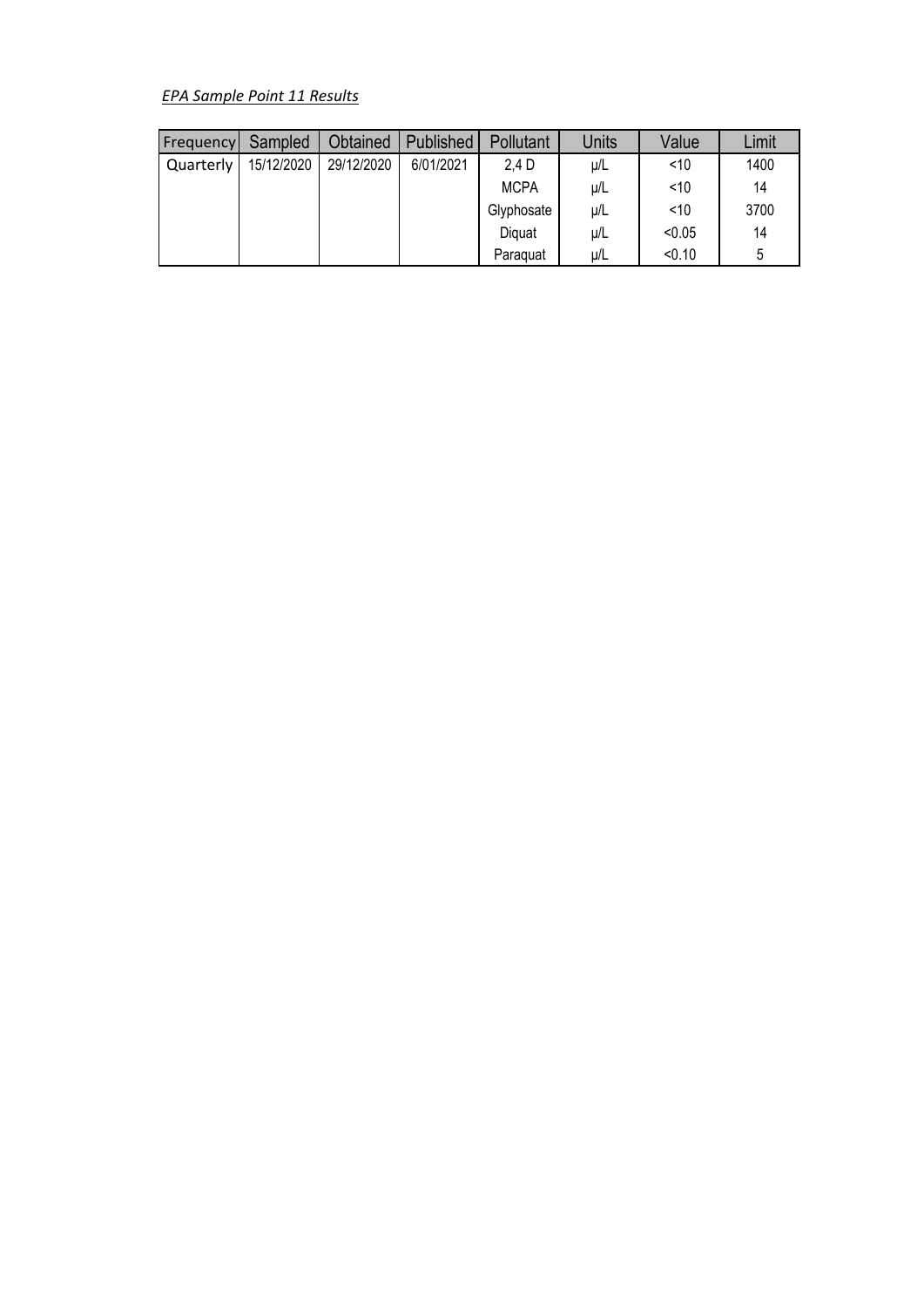*EPA Sample Point 11 Results*

| Frequency | Sampled | Obtained | Published | Pollutant | Units | Value | Limit |
|---|---|---|---|---|---|---|---|
| Quarterly | 15/12/2020 | 29/12/2020 | 6/01/2021 | 2,4 D | µ/L | <10 | 1400 |
| | | | | MCPA | µ/L | <10 | 14 |
| | | | | Glyphosate | µ/L | <10 | 3700 |
| | | | | Diquat | µ/L | <0.05 | 14 |
| | | | | Paraquat | µ/L | <0.10 | 5 |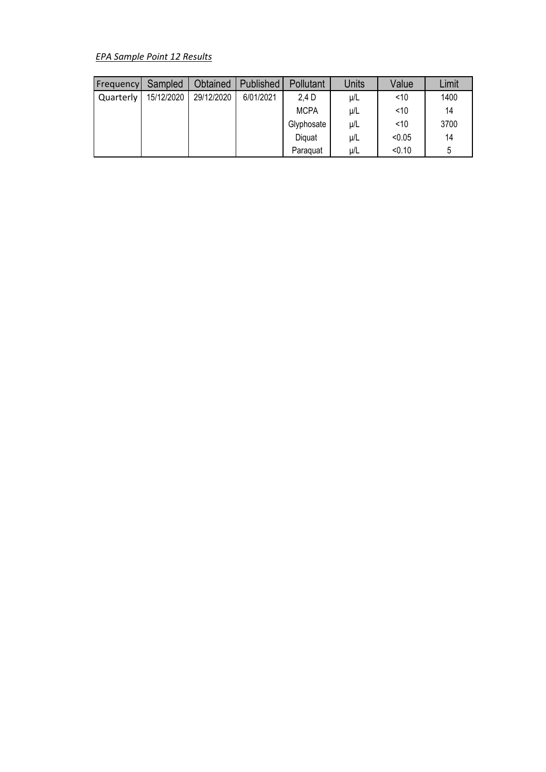*EPA Sample Point 12 Results*

| Frequency | Sampled | Obtained | Published | Pollutant | Units | Value | Limit |
|---|---|---|---|---|---|---|---|
| Quarterly | 15/12/2020 | 29/12/2020 | 6/01/2021 | 2,4 D | µ/L | <10 | 1400 |
| | | | | MCPA | µ/L | <10 | 14 |
| | | | | Glyphosate | µ/L | <10 | 3700 |
| | | | | Diquat | µ/L | <0.05 | 14 |
| | | | | Paraquat | µ/L | <0.10 | 5 |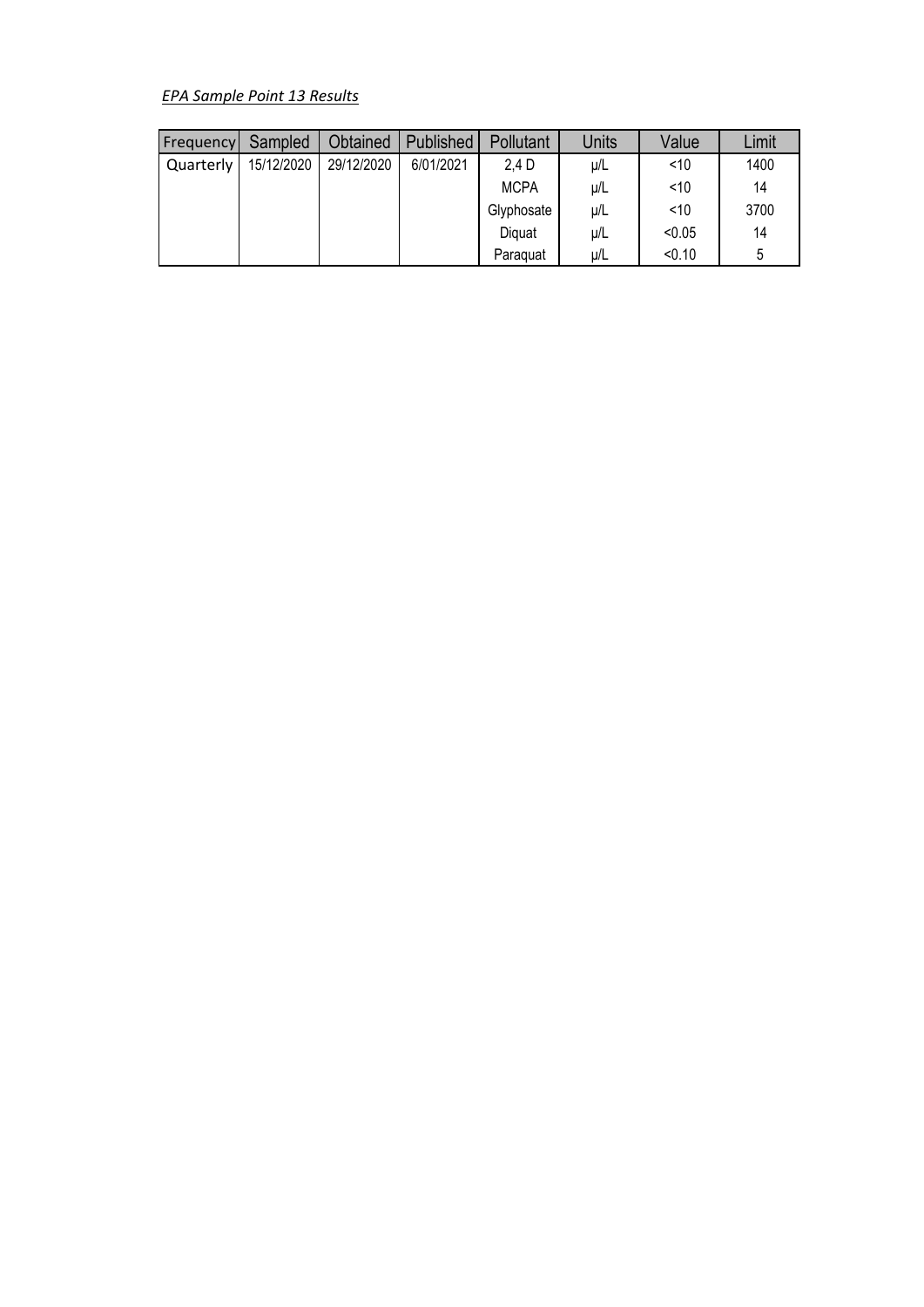*EPA Sample Point 13 Results*

| Frequency | Sampled | Obtained | Published | Pollutant | Units | Value | Limit |
|---|---|---|---|---|---|---|---|
| Quarterly | 15/12/2020 | 29/12/2020 | 6/01/2021 | 2,4 D | µ/L | <10 | 1400 |
| | | | | MCPA | µ/L | <10 | 14 |
| | | | | Glyphosate | µ/L | <10 | 3700 |
| | | | | Diquat | µ/L | <0.05 | 14 |
| | | | | Paraquat | µ/L | <0.10 | 5 |